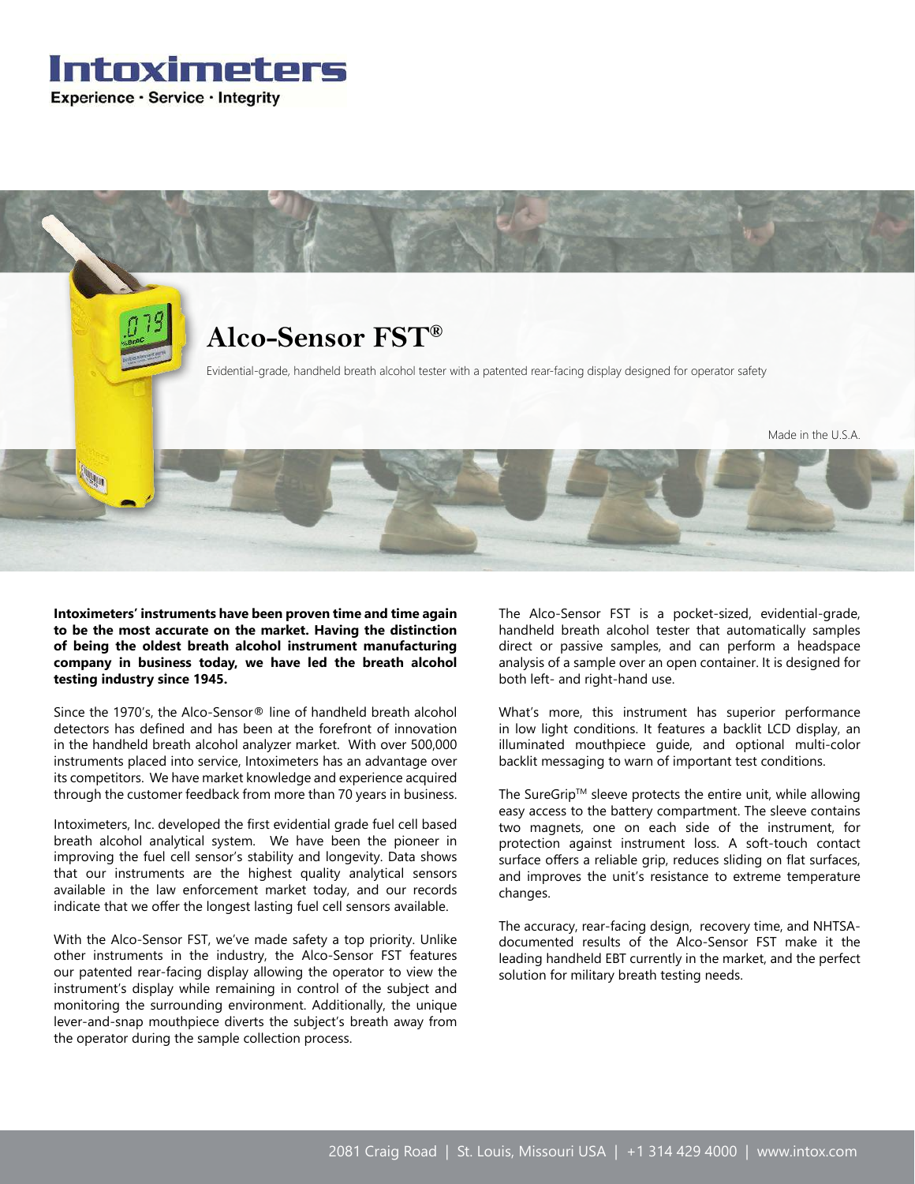# Intoximeters

**Experience · Service · Integrity**

## Alco-Sensor FST®

Evidential-grade, handheld breath alcohol tester with a patented rear-facing display designed for operator safety

Made in the U.S.A.

**Intoximeters' instruments have been proven time and time again to be the most accurate on the market. Having the distinction of being the oldest breath alcohol instrument manufacturing company in business today, we have led the breath alcohol testing industry since 1945.**

Since the 1970's, the Alco-Sensor® line of handheld breath alcohol detectors has defined and has been at the forefront of innovation in the handheld breath alcohol analyzer market. With over 500,000 instruments placed into service, Intoximeters has an advantage over its competitors. We have market knowledge and experience acquired through the customer feedback from more than 70 years in business.

Intoximeters, Inc. developed the first evidential grade fuel cell based breath alcohol analytical system. We have been the pioneer in improving the fuel cell sensor's stability and longevity. Data shows that our instruments are the highest quality analytical sensors available in the law enforcement market today, and our records indicate that we offer the longest lasting fuel cell sensors available.

With the Alco-Sensor FST, we've made safety a top priority. Unlike other instruments in the industry, the Alco-Sensor FST features our patented rear-facing display allowing the operator to view the instrument's display while remaining in control of the subject and monitoring the surrounding environment. Additionally, the unique lever-and-snap mouthpiece diverts the subject's breath away from the operator during the sample collection process.

The Alco-Sensor FST is a pocket-sized, evidential-grade, handheld breath alcohol tester that automatically samples direct or passive samples, and can perform a headspace analysis of a sample over an open container. It is designed for both left- and right-hand use.

What's more, this instrument has superior performance in low light conditions. It features a backlit LCD display, an illuminated mouthpiece guide, and optional multi-color backlit messaging to warn of important test conditions.

The SureGrip™ sleeve protects the entire unit, while allowing easy access to the battery compartment. The sleeve contains two magnets, one on each side of the instrument, for protection against instrument loss. A soft-touch contact surface offers a reliable grip, reduces sliding on flat surfaces, and improves the unit's resistance to extreme temperature changes.

The accuracy, rear-facing design, recovery time, and NHTSA-documented results of the Alco-Sensor FST make it the leading handheld EBT currently in the market, and the perfect solution for military breath testing needs.

2081 Craig Road | St. Louis, Missouri USA | +1 314 429 4000 | www.intox.com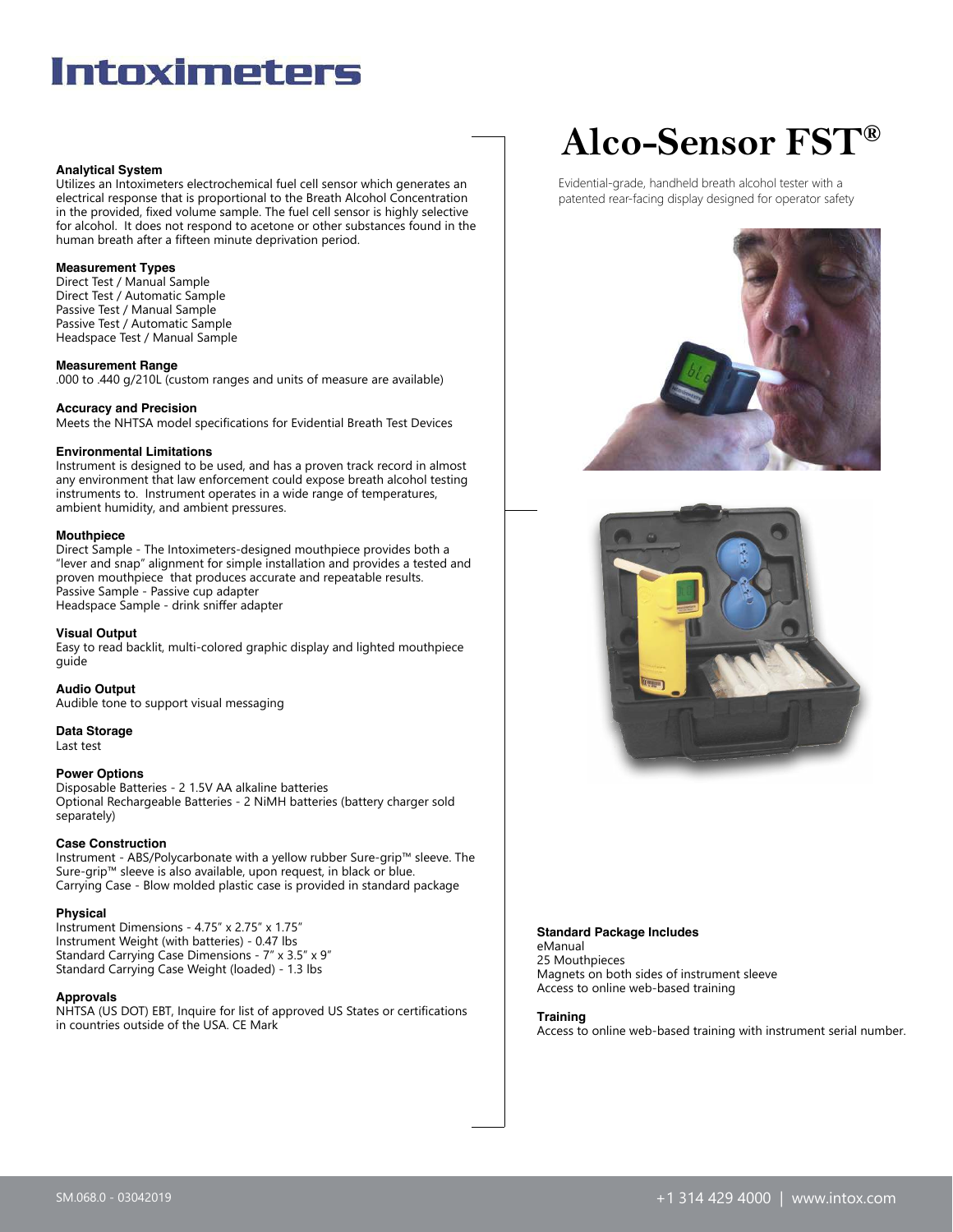# Intoximeters

## Alco-Sensor FST®

Evidential-grade, handheld breath alcohol tester with a patented rear-facing display designed for operator safety

**Analytical System**
Utilizes an Intoximeters electrochemical fuel cell sensor which generates an electrical response that is proportional to the Breath Alcohol Concentration in the provided, fixed volume sample. The fuel cell sensor is highly selective for alcohol. It does not respond to acetone or other substances found in the human breath after a fifteen minute deprivation period.

**Measurement Types**
Direct Test / Manual Sample
Direct Test / Automatic Sample
Passive Test / Manual Sample
Passive Test / Automatic Sample
Headspace Test / Manual Sample

**Measurement Range**
.000 to .440 g/210L (custom ranges and units of measure are available)

**Accuracy and Precision**
Meets the NHTSA model specifications for Evidential Breath Test Devices

**Environmental Limitations**
Instrument is designed to be used, and has a proven track record in almost any environment that law enforcement could expose breath alcohol testing instruments to. Instrument operates in a wide range of temperatures, ambient humidity, and ambient pressures.

**Mouthpiece**
Direct Sample - The Intoximeters-designed mouthpiece provides both a "lever and snap" alignment for simple installation and provides a tested and proven mouthpiece that produces accurate and repeatable results.
Passive Sample - Passive cup adapter
Headspace Sample - drink sniffer adapter

**Visual Output**
Easy to read backlit, multi-colored graphic display and lighted mouthpiece guide

**Audio Output**
Audible tone to support visual messaging

**Data Storage**
Last test

**Power Options**
Disposable Batteries - 2 1.5V AA alkaline batteries
Optional Rechargeable Batteries - 2 NiMH batteries (battery charger sold separately)

**Case Construction**
Instrument - ABS/Polycarbonate with a yellow rubber Sure-grip™ sleeve. The Sure-grip™ sleeve is also available, upon request, in black or blue.
Carrying Case - Blow molded plastic case is provided in standard package

**Physical**
Instrument Dimensions - 4.75" x 2.75" x 1.75"
Instrument Weight (with batteries) - 0.47 lbs
Standard Carrying Case Dimensions - 7" x 3.5" x 9"
Standard Carrying Case Weight (loaded) - 1.3 lbs

**Approvals**
NHTSA (US DOT) EBT, Inquire for list of approved US States or certifications in countries outside of the USA. CE Mark

**Standard Package Includes**
eManual
25 Mouthpieces
Magnets on both sides of instrument sleeve
Access to online web-based training

**Training**
Access to online web-based training with instrument serial number.

SM.068.0 - 03042019

+1 314 429 4000 | www.intox.com